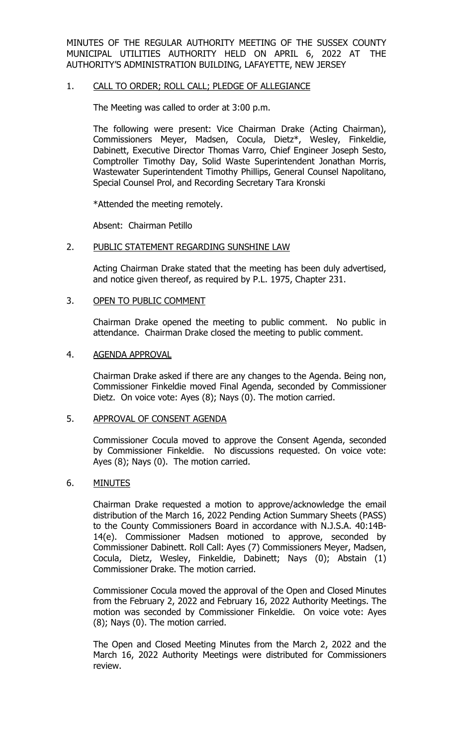MINUTES OF THE REGULAR AUTHORITY MEETING OF THE SUSSEX COUNTY MUNICIPAL UTILITIES AUTHORITY HELD ON APRIL 6, 2022 AT THE AUTHORITY'S ADMINISTRATION BUILDING, LAFAYETTE, NEW JERSEY

1. CALL TO ORDER; ROLL CALL; PLEDGE OF ALLEGIANCE

   The Meeting was called to order at 3:00 p.m.

   The following were present: Vice Chairman Drake (Acting Chairman), Commissioners Meyer, Madsen, Cocula, Dietz*, Wesley, Finkeldie, Dabinett, Executive Director Thomas Varro, Chief Engineer Joseph Sesto, Comptroller Timothy Day, Solid Waste Superintendent Jonathan Morris, Wastewater Superintendent Timothy Phillips, General Counsel Napolitano, Special Counsel Prol, and Recording Secretary Tara Kronski

   *Attended the meeting remotely.

   Absent: Chairman Petillo

2. PUBLIC STATEMENT REGARDING SUNSHINE LAW

   Acting Chairman Drake stated that the meeting has been duly advertised, and notice given thereof, as required by P.L. 1975, Chapter 231.

3. OPEN TO PUBLIC COMMENT

   Chairman Drake opened the meeting to public comment. No public in attendance. Chairman Drake closed the meeting to public comment.

4. AGENDA APPROVAL

   Chairman Drake asked if there are any changes to the Agenda. Being non, Commissioner Finkeldie moved Final Agenda, seconded by Commissioner Dietz. On voice vote: Ayes (8); Nays (0). The motion carried.

5. APPROVAL OF CONSENT AGENDA

   Commissioner Cocula moved to approve the Consent Agenda, seconded by Commissioner Finkeldie. No discussions requested. On voice vote: Ayes (8); Nays (0). The motion carried.

6. MINUTES

   Chairman Drake requested a motion to approve/acknowledge the email distribution of the March 16, 2022 Pending Action Summary Sheets (PASS) to the County Commissioners Board in accordance with N.J.S.A. 40:14B-14(e). Commissioner Madsen motioned to approve, seconded by Commissioner Dabinett. Roll Call: Ayes (7) Commissioners Meyer, Madsen, Cocula, Dietz, Wesley, Finkeldie, Dabinett; Nays (0); Abstain (1) Commissioner Drake. The motion carried.

   Commissioner Cocula moved the approval of the Open and Closed Minutes from the February 2, 2022 and February 16, 2022 Authority Meetings. The motion was seconded by Commissioner Finkeldie. On voice vote: Ayes (8); Nays (0). The motion carried.

   The Open and Closed Meeting Minutes from the March 2, 2022 and the March 16, 2022 Authority Meetings were distributed for Commissioners review.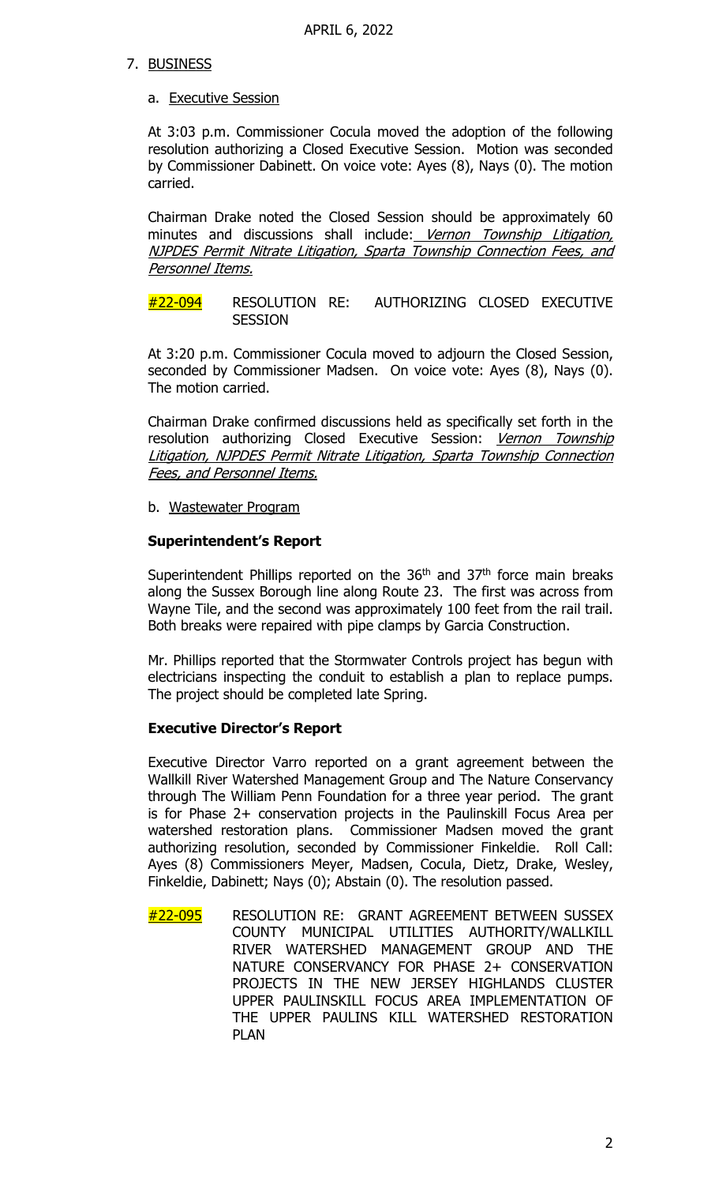APRIL 6, 2022

7. BUSINESS

   a. Executive Session

   At 3:03 p.m. Commissioner Cocula moved the adoption of the following resolution authorizing a Closed Executive Session. Motion was seconded by Commissioner Dabinett. On voice vote: Ayes (8), Nays (0). The motion carried.

   Chairman Drake noted the Closed Session should be approximately 60 minutes and discussions shall include: *Vernon Township Litigation, NJPDES Permit Nitrate Litigation, Sparta Township Connection Fees, and Personnel Items.*

   #22-094 RESOLUTION RE: AUTHORIZING CLOSED EXECUTIVE SESSION

   At 3:20 p.m. Commissioner Cocula moved to adjourn the Closed Session, seconded by Commissioner Madsen. On voice vote: Ayes (8), Nays (0). The motion carried.

   Chairman Drake confirmed discussions held as specifically set forth in the resolution authorizing Closed Executive Session: *Vernon Township Litigation, NJPDES Permit Nitrate Litigation, Sparta Township Connection Fees, and Personnel Items.*

   b. Wastewater Program

   **Superintendent's Report**

   Superintendent Phillips reported on the 36th and 37th force main breaks along the Sussex Borough line along Route 23. The first was across from Wayne Tile, and the second was approximately 100 feet from the rail trail. Both breaks were repaired with pipe clamps by Garcia Construction.

   Mr. Phillips reported that the Stormwater Controls project has begun with electricians inspecting the conduit to establish a plan to replace pumps. The project should be completed late Spring.

   **Executive Director's Report**

   Executive Director Varro reported on a grant agreement between the Wallkill River Watershed Management Group and The Nature Conservancy through The William Penn Foundation for a three year period. The grant is for Phase 2+ conservation projects in the Paulinskill Focus Area per watershed restoration plans. Commissioner Madsen moved the grant authorizing resolution, seconded by Commissioner Finkeldie. Roll Call: Ayes (8) Commissioners Meyer, Madsen, Cocula, Dietz, Drake, Wesley, Finkeldie, Dabinett; Nays (0); Abstain (0). The resolution passed.

#22-095 RESOLUTION RE: GRANT AGREEMENT BETWEEN SUSSEX COUNTY MUNICIPAL UTILITIES AUTHORITY/WALLKILL RIVER WATERSHED MANAGEMENT GROUP AND THE NATURE CONSERVANCY FOR PHASE 2+ CONSERVATION PROJECTS IN THE NEW JERSEY HIGHLANDS CLUSTER UPPER PAULINSKILL FOCUS AREA IMPLEMENTATION OF THE UPPER PAULINS KILL WATERSHED RESTORATION PLAN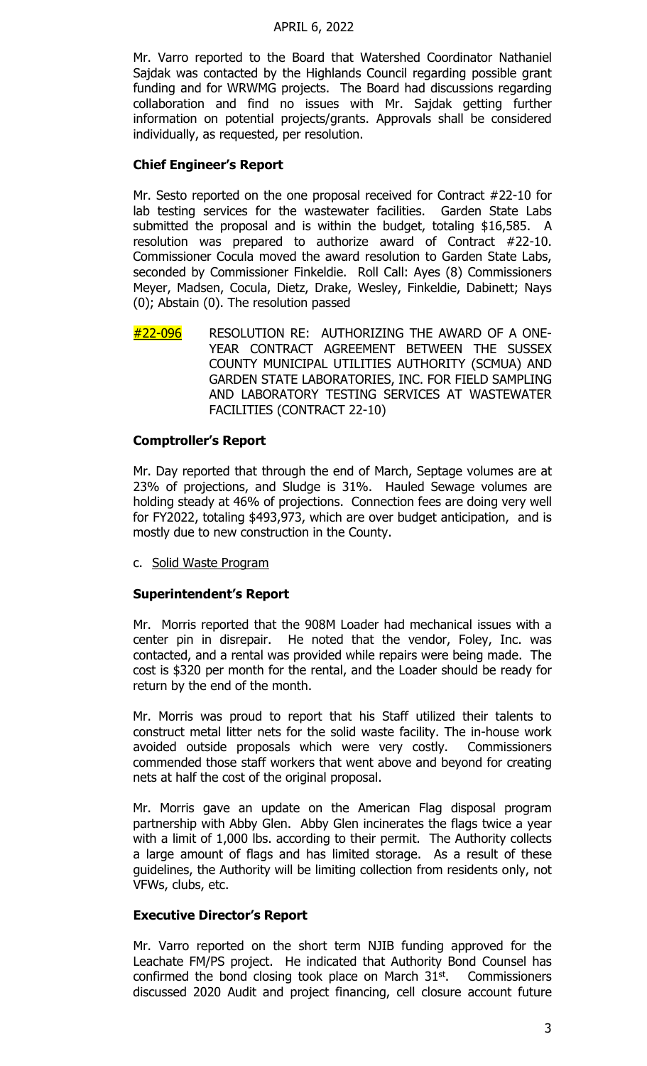Mr. Varro reported to the Board that Watershed Coordinator Nathaniel Sajdak was contacted by the Highlands Council regarding possible grant funding and for WRWMG projects. The Board had discussions regarding collaboration and find no issues with Mr. Sajdak getting further information on potential projects/grants. Approvals shall be considered individually, as requested, per resolution.

**Chief Engineer's Report**

Mr. Sesto reported on the one proposal received for Contract #22-10 for lab testing services for the wastewater facilities. Garden State Labs submitted the proposal and is within the budget, totaling $16,585. A resolution was prepared to authorize award of Contract #22-10. Commissioner Cocula moved the award resolution to Garden State Labs, seconded by Commissioner Finkeldie. Roll Call: Ayes (8) Commissioners Meyer, Madsen, Cocula, Dietz, Drake, Wesley, Finkeldie, Dabinett; Nays (0); Abstain (0). The resolution passed

#22-096 RESOLUTION RE: AUTHORIZING THE AWARD OF A ONE-YEAR CONTRACT AGREEMENT BETWEEN THE SUSSEX COUNTY MUNICIPAL UTILITIES AUTHORITY (SCMUA) AND GARDEN STATE LABORATORIES, INC. FOR FIELD SAMPLING AND LABORATORY TESTING SERVICES AT WASTEWATER FACILITIES (CONTRACT 22-10)

**Comptroller's Report**

Mr. Day reported that through the end of March, Septage volumes are at 23% of projections, and Sludge is 31%. Hauled Sewage volumes are holding steady at 46% of projections. Connection fees are doing very well for FY2022, totaling $493,973, which are over budget anticipation, and is mostly due to new construction in the County.

c. Solid Waste Program

**Superintendent's Report**

Mr. Morris reported that the 908M Loader had mechanical issues with a center pin in disrepair. He noted that the vendor, Foley, Inc. was contacted, and a rental was provided while repairs were being made. The cost is $320 per month for the rental, and the Loader should be ready for return by the end of the month.

Mr. Morris was proud to report that his Staff utilized their talents to construct metal litter nets for the solid waste facility. The in-house work avoided outside proposals which were very costly. Commissioners commended those staff workers that went above and beyond for creating nets at half the cost of the original proposal.

Mr. Morris gave an update on the American Flag disposal program partnership with Abby Glen. Abby Glen incinerates the flags twice a year with a limit of 1,000 lbs. according to their permit. The Authority collects a large amount of flags and has limited storage. As a result of these guidelines, the Authority will be limiting collection from residents only, not VFWs, clubs, etc.

**Executive Director's Report**

Mr. Varro reported on the short term NJIB funding approved for the Leachate FM/PS project. He indicated that Authority Bond Counsel has confirmed the bond closing took place on March 31st. Commissioners discussed 2020 Audit and project financing, cell closure account future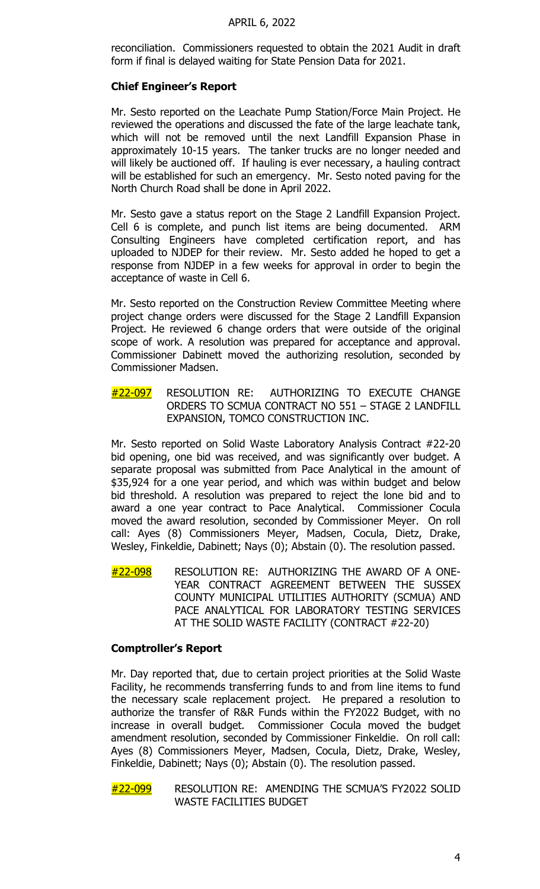reconciliation. Commissioners requested to obtain the 2021 Audit in draft form if final is delayed waiting for State Pension Data for 2021.

**Chief Engineer's Report**

Mr. Sesto reported on the Leachate Pump Station/Force Main Project. He reviewed the operations and discussed the fate of the large leachate tank, which will not be removed until the next Landfill Expansion Phase in approximately 10-15 years. The tanker trucks are no longer needed and will likely be auctioned off. If hauling is ever necessary, a hauling contract will be established for such an emergency. Mr. Sesto noted paving for the North Church Road shall be done in April 2022.

Mr. Sesto gave a status report on the Stage 2 Landfill Expansion Project. Cell 6 is complete, and punch list items are being documented. ARM Consulting Engineers have completed certification report, and has uploaded to NJDEP for their review. Mr. Sesto added he hoped to get a response from NJDEP in a few weeks for approval in order to begin the acceptance of waste in Cell 6.

Mr. Sesto reported on the Construction Review Committee Meeting where project change orders were discussed for the Stage 2 Landfill Expansion Project. He reviewed 6 change orders that were outside of the original scope of work. A resolution was prepared for acceptance and approval. Commissioner Dabinett moved the authorizing resolution, seconded by Commissioner Madsen.

#22-097 RESOLUTION RE: AUTHORIZING TO EXECUTE CHANGE ORDERS TO SCMUA CONTRACT NO 551 – STAGE 2 LANDFILL EXPANSION, TOMCO CONSTRUCTION INC.

Mr. Sesto reported on Solid Waste Laboratory Analysis Contract #22-20 bid opening, one bid was received, and was significantly over budget. A separate proposal was submitted from Pace Analytical in the amount of $35,924 for a one year period, and which was within budget and below bid threshold. A resolution was prepared to reject the lone bid and to award a one year contract to Pace Analytical. Commissioner Cocula moved the award resolution, seconded by Commissioner Meyer. On roll call: Ayes (8) Commissioners Meyer, Madsen, Cocula, Dietz, Drake, Wesley, Finkeldie, Dabinett; Nays (0); Abstain (0). The resolution passed.

#22-098 RESOLUTION RE: AUTHORIZING THE AWARD OF A ONE-YEAR CONTRACT AGREEMENT BETWEEN THE SUSSEX COUNTY MUNICIPAL UTILITIES AUTHORITY (SCMUA) AND PACE ANALYTICAL FOR LABORATORY TESTING SERVICES AT THE SOLID WASTE FACILITY (CONTRACT #22-20)

**Comptroller's Report**

Mr. Day reported that, due to certain project priorities at the Solid Waste Facility, he recommends transferring funds to and from line items to fund the necessary scale replacement project. He prepared a resolution to authorize the transfer of R&R Funds within the FY2022 Budget, with no increase in overall budget. Commissioner Cocula moved the budget amendment resolution, seconded by Commissioner Finkeldie. On roll call: Ayes (8) Commissioners Meyer, Madsen, Cocula, Dietz, Drake, Wesley, Finkeldie, Dabinett; Nays (0); Abstain (0). The resolution passed.

#22-099 RESOLUTION RE: AMENDING THE SCMUA'S FY2022 SOLID WASTE FACILITIES BUDGET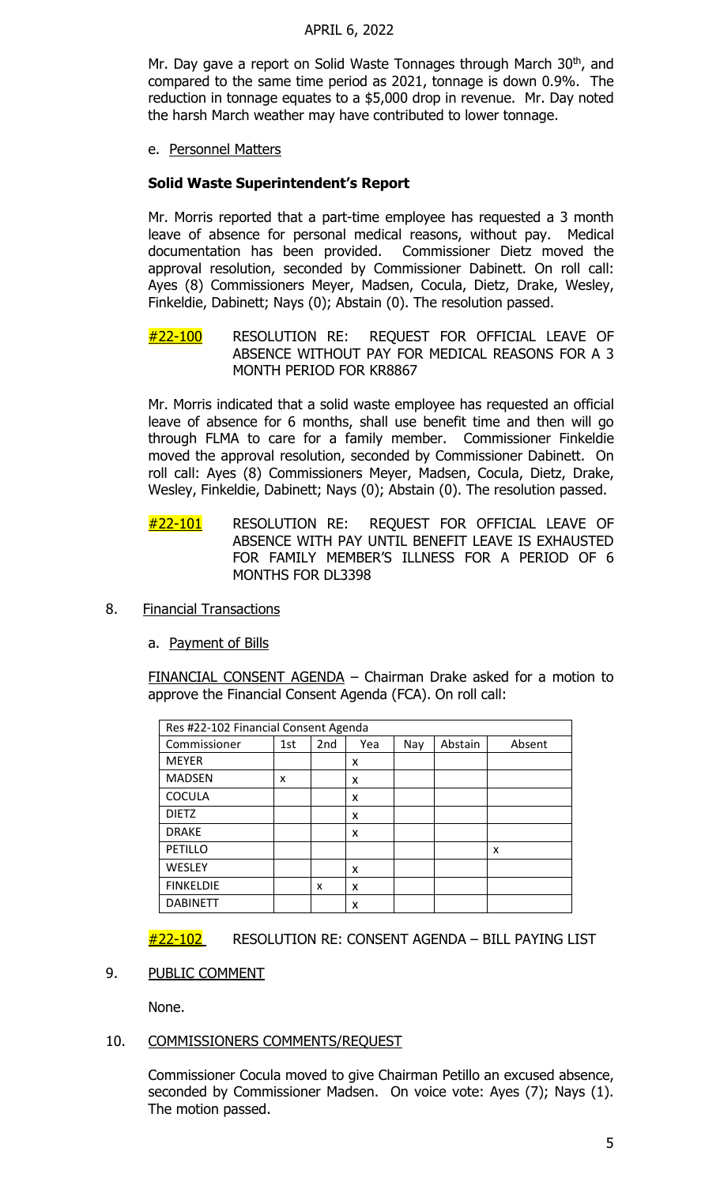Mr. Day gave a report on Solid Waste Tonnages through March 30th, and compared to the same time period as 2021, tonnage is down 0.9%. The reduction in tonnage equates to a $5,000 drop in revenue. Mr. Day noted the harsh March weather may have contributed to lower tonnage.

e. Personnel Matters

**Solid Waste Superintendent's Report**

Mr. Morris reported that a part-time employee has requested a 3 month leave of absence for personal medical reasons, without pay. Medical documentation has been provided. Commissioner Dietz moved the approval resolution, seconded by Commissioner Dabinett. On roll call: Ayes (8) Commissioners Meyer, Madsen, Cocula, Dietz, Drake, Wesley, Finkeldie, Dabinett; Nays (0); Abstain (0). The resolution passed.

#22-100 RESOLUTION RE: REQUEST FOR OFFICIAL LEAVE OF ABSENCE WITHOUT PAY FOR MEDICAL REASONS FOR A 3 MONTH PERIOD FOR KR8867

Mr. Morris indicated that a solid waste employee has requested an official leave of absence for 6 months, shall use benefit time and then will go through FLMA to care for a family member. Commissioner Finkeldie moved the approval resolution, seconded by Commissioner Dabinett. On roll call: Ayes (8) Commissioners Meyer, Madsen, Cocula, Dietz, Drake, Wesley, Finkeldie, Dabinett; Nays (0); Abstain (0). The resolution passed.

#22-101 RESOLUTION RE: REQUEST FOR OFFICIAL LEAVE OF ABSENCE WITH PAY UNTIL BENEFIT LEAVE IS EXHAUSTED FOR FAMILY MEMBER'S ILLNESS FOR A PERIOD OF 6 MONTHS FOR DL3398

8. Financial Transactions

a. Payment of Bills

FINANCIAL CONSENT AGENDA – Chairman Drake asked for a motion to approve the Financial Consent Agenda (FCA). On roll call:

| Res #22-102 Financial Consent Agenda | | | | | | |
|---|---|---|---|---|---|---|
| Commissioner | 1st | 2nd | Yea | Nay | Abstain | Absent |
| MEYER | | | x | | | |
| MADSEN | x | | x | | | |
| COCULA | | | x | | | |
| DIETZ | | | x | | | |
| DRAKE | | | x | | | |
| PETILLO | | | | | | x |
| WESLEY | | | x | | | |
| FINKELDIE | | x | x | | | |
| DABINETT | | | x | | | |

#22-102 RESOLUTION RE: CONSENT AGENDA – BILL PAYING LIST

9. PUBLIC COMMENT

None.

10. COMMISSIONERS COMMENTS/REQUEST

Commissioner Cocula moved to give Chairman Petillo an excused absence, seconded by Commissioner Madsen. On voice vote: Ayes (7); Nays (1). The motion passed.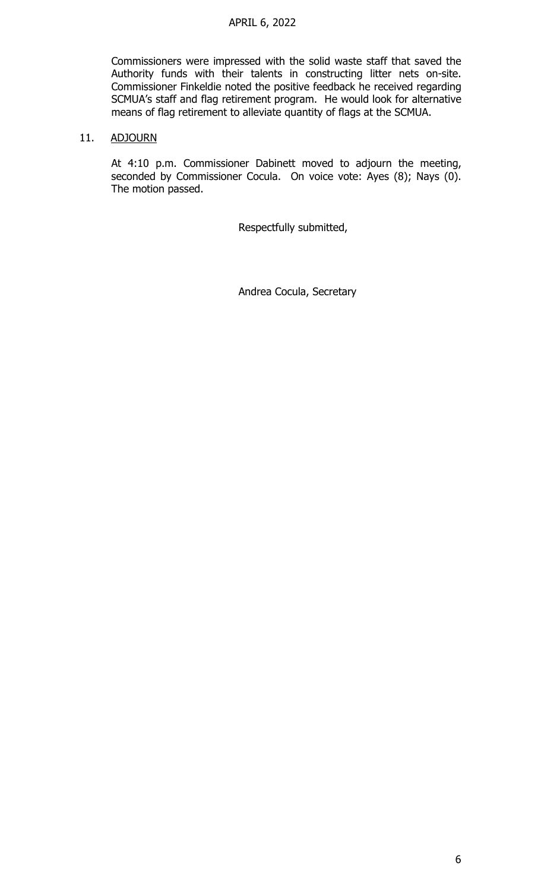Commissioners were impressed with the solid waste staff that saved the Authority funds with their talents in constructing litter nets on-site. Commissioner Finkeldie noted the positive feedback he received regarding SCMUA's staff and flag retirement program. He would look for alternative means of flag retirement to alleviate quantity of flags at the SCMUA.

11. ADJOURN

At 4:10 p.m. Commissioner Dabinett moved to adjourn the meeting, seconded by Commissioner Cocula. On voice vote: Ayes (8); Nays (0). The motion passed.

Respectfully submitted,

Andrea Cocula, Secretary